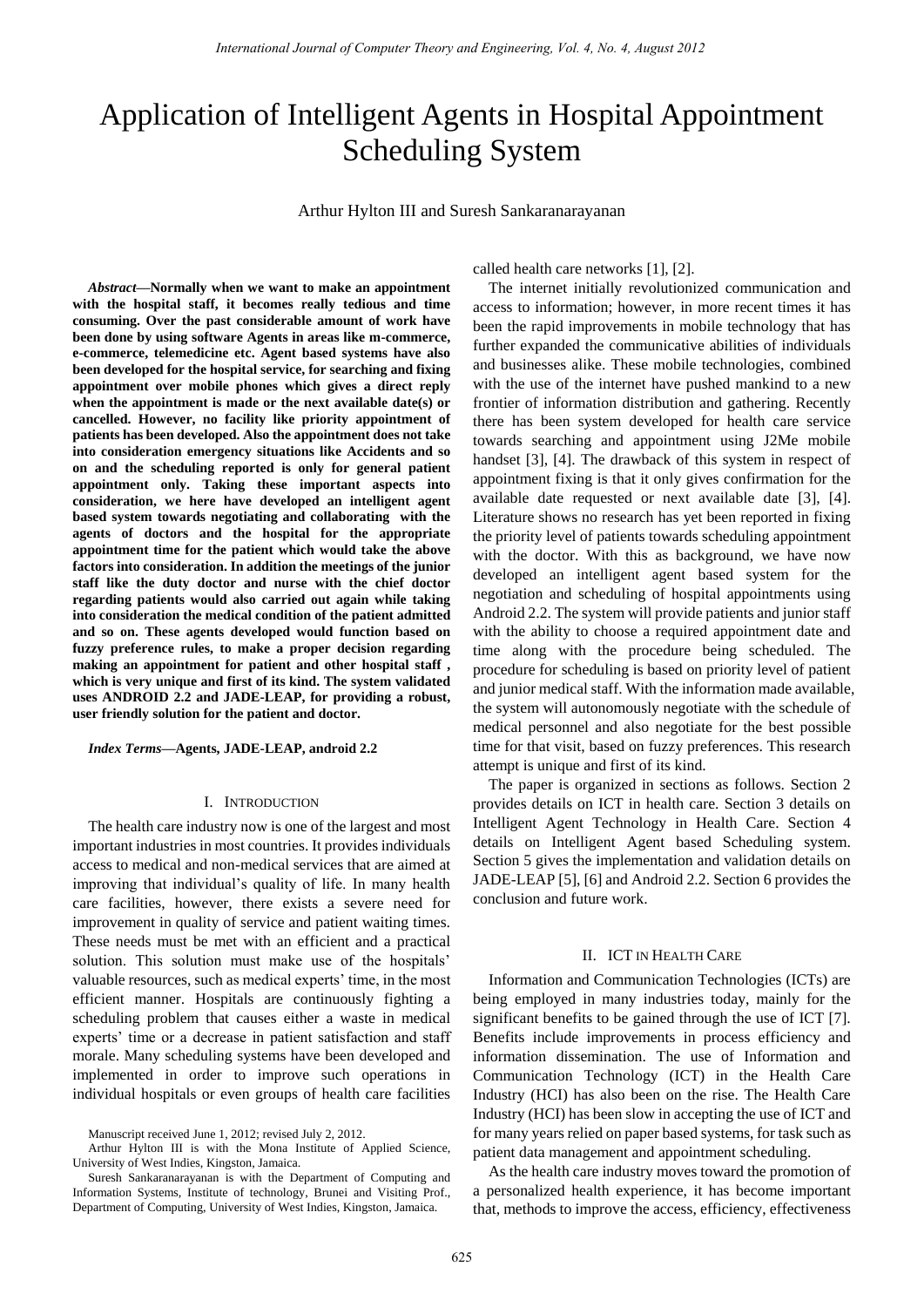# Application of Intelligent Agents in Hospital Appointment Scheduling System

Arthur Hylton III and Suresh Sankaranarayanan

***Abstract*—Normally when we want to make an appointment with the hospital staff, it becomes really tedious and time consuming. Over the past considerable amount of work have been done by using software Agents in areas like m-commerce, e-commerce, telemedicine etc. Agent based systems have also been developed for the hospital service, for searching and fixing appointment over mobile phones which gives a direct reply when the appointment is made or the next available date(s) or cancelled. However, no facility like priority appointment of patients has been developed. Also the appointment does not take into consideration emergency situations like Accidents and so on and the scheduling reported is only for general patient appointment only. Taking these important aspects into consideration, we here have developed an intelligent agent based system towards negotiating and collaborating with the agents of doctors and the hospital for the appropriate appointment time for the patient which would take the above factors into consideration. In addition the meetings of the junior staff like the duty doctor and nurse with the chief doctor regarding patients would also carried out again while taking into consideration the medical condition of the patient admitted and so on. These agents developed would function based on fuzzy preference rules, to make a proper decision regarding making an appointment for patient and other hospital staff , which is very unique and first of its kind. The system validated uses ANDROID 2.2 and JADE-LEAP, for providing a robust, user friendly solution for the patient and doctor.**

***Index Terms*—Agents, JADE-LEAP, android 2.2**

## I. Introduction

The health care industry now is one of the largest and most important industries in most countries. It provides individuals access to medical and non-medical services that are aimed at improving that individual's quality of life. In many health care facilities, however, there exists a severe need for improvement in quality of service and patient waiting times. These needs must be met with an efficient and a practical solution. This solution must make use of the hospitals' valuable resources, such as medical experts' time, in the most efficient manner. Hospitals are continuously fighting a scheduling problem that causes either a waste in medical experts' time or a decrease in patient satisfaction and staff morale. Many scheduling systems have been developed and implemented in order to improve such operations in individual hospitals or even groups of health care facilities called health care networks [1], [2].

Manuscript received June 1, 2012; revised July 2, 2012.

Arthur Hylton III is with the Mona Institute of Applied Science, University of West Indies, Kingston, Jamaica.

Suresh Sankaranarayanan is with the Department of Computing and Information Systems, Institute of technology, Brunei and Visiting Prof., Department of Computing, University of West Indies, Kingston, Jamaica.

The internet initially revolutionized communication and access to information; however, in more recent times it has been the rapid improvements in mobile technology that has further expanded the communicative abilities of individuals and businesses alike. These mobile technologies, combined with the use of the internet have pushed mankind to a new frontier of information distribution and gathering. Recently there has been system developed for health care service towards searching and appointment using J2Me mobile handset [3], [4]. The drawback of this system in respect of appointment fixing is that it only gives confirmation for the available date requested or next available date [3], [4]. Literature shows no research has yet been reported in fixing the priority level of patients towards scheduling appointment with the doctor. With this as background, we have now developed an intelligent agent based system for the negotiation and scheduling of hospital appointments using Android 2.2. The system will provide patients and junior staff with the ability to choose a required appointment date and time along with the procedure being scheduled. The procedure for scheduling is based on priority level of patient and junior medical staff. With the information made available, the system will autonomously negotiate with the schedule of medical personnel and also negotiate for the best possible time for that visit, based on fuzzy preferences. This research attempt is unique and first of its kind.

The paper is organized in sections as follows. Section 2 provides details on ICT in health care. Section 3 details on Intelligent Agent Technology in Health Care. Section 4 details on Intelligent Agent based Scheduling system. Section 5 gives the implementation and validation details on JADE-LEAP [5], [6] and Android 2.2. Section 6 provides the conclusion and future work.

## II. ICT in Health Care

Information and Communication Technologies (ICTs) are being employed in many industries today, mainly for the significant benefits to be gained through the use of ICT [7]. Benefits include improvements in process efficiency and information dissemination. The use of Information and Communication Technology (ICT) in the Health Care Industry (HCI) has also been on the rise. The Health Care Industry (HCI) has been slow in accepting the use of ICT and for many years relied on paper based systems, for task such as patient data management and appointment scheduling.

As the health care industry moves toward the promotion of a personalized health experience, it has become important that, methods to improve the access, efficiency, effectiveness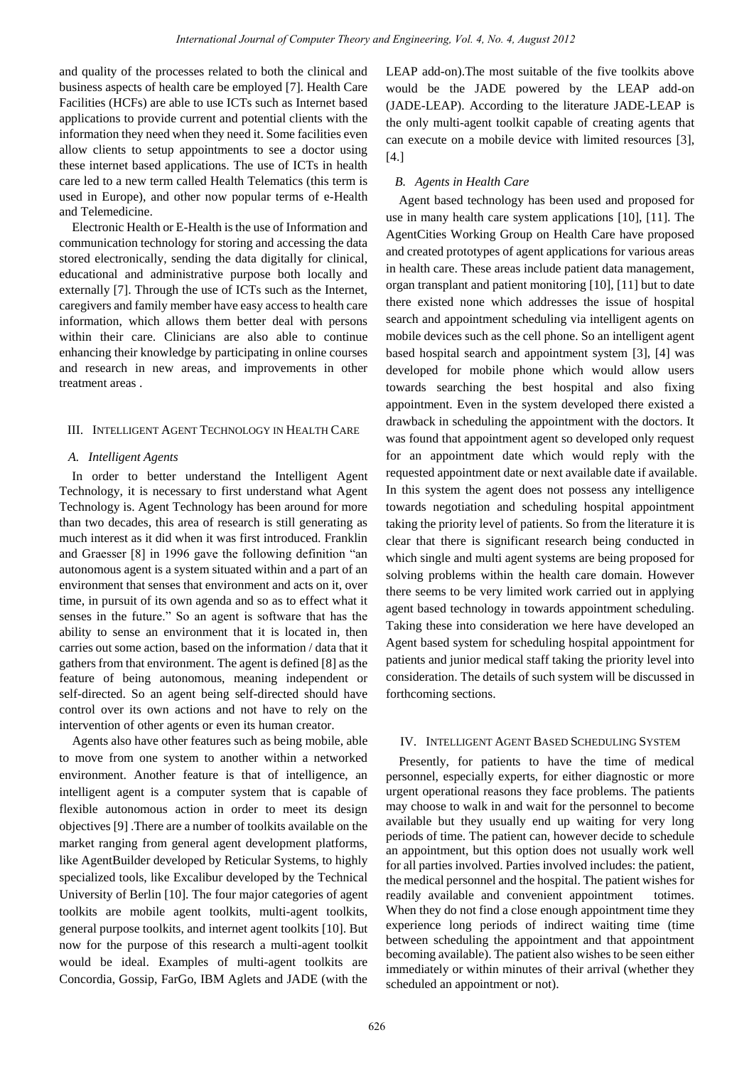and quality of the processes related to both the clinical and business aspects of health care be employed [7]. Health Care Facilities (HCFs) are able to use ICTs such as Internet based applications to provide current and potential clients with the information they need when they need it. Some facilities even allow clients to setup appointments to see a doctor using these internet based applications. The use of ICTs in health care led to a new term called Health Telematics (this term is used in Europe), and other now popular terms of e-Health and Telemedicine.

Electronic Health or E-Health is the use of Information and communication technology for storing and accessing the data stored electronically, sending the data digitally for clinical, educational and administrative purpose both locally and externally [7]. Through the use of ICTs such as the Internet, caregivers and family member have easy access to health care information, which allows them better deal with persons within their care. Clinicians are also able to continue enhancing their knowledge by participating in online courses and research in new areas, and improvements in other treatment areas .

## III. Intelligent Agent Technology in Health Care

### *A. Intelligent Agents*

In order to better understand the Intelligent Agent Technology, it is necessary to first understand what Agent Technology is. Agent Technology has been around for more than two decades, this area of research is still generating as much interest as it did when it was first introduced. Franklin and Graesser [8] in 1996 gave the following definition "an autonomous agent is a system situated within and a part of an environment that senses that environment and acts on it, over time, in pursuit of its own agenda and so as to effect what it senses in the future." So an agent is software that has the ability to sense an environment that it is located in, then carries out some action, based on the information / data that it gathers from that environment. The agent is defined [8] as the feature of being autonomous, meaning independent or self-directed. So an agent being self-directed should have control over its own actions and not have to rely on the intervention of other agents or even its human creator.

Agents also have other features such as being mobile, able to move from one system to another within a networked environment. Another feature is that of intelligence, an intelligent agent is a computer system that is capable of flexible autonomous action in order to meet its design objectives [9] .There are a number of toolkits available on the market ranging from general agent development platforms, like AgentBuilder developed by Reticular Systems, to highly specialized tools, like Excalibur developed by the Technical University of Berlin [10]. The four major categories of agent toolkits are mobile agent toolkits, multi-agent toolkits, general purpose toolkits, and internet agent toolkits [10]. But now for the purpose of this research a multi-agent toolkit would be ideal. Examples of multi-agent toolkits are Concordia, Gossip, FarGo, IBM Aglets and JADE (with the LEAP add-on).The most suitable of the five toolkits above would be the JADE powered by the LEAP add-on (JADE-LEAP). According to the literature JADE-LEAP is the only multi-agent toolkit capable of creating agents that can execute on a mobile device with limited resources [3], [4.]

### *B. Agents in Health Care*

Agent based technology has been used and proposed for use in many health care system applications [10], [11]. The AgentCities Working Group on Health Care have proposed and created prototypes of agent applications for various areas in health care. These areas include patient data management, organ transplant and patient monitoring [10], [11] but to date there existed none which addresses the issue of hospital search and appointment scheduling via intelligent agents on mobile devices such as the cell phone. So an intelligent agent based hospital search and appointment system [3], [4] was developed for mobile phone which would allow users towards searching the best hospital and also fixing appointment. Even in the system developed there existed a drawback in scheduling the appointment with the doctors. It was found that appointment agent so developed only request for an appointment date which would reply with the requested appointment date or next available date if available. In this system the agent does not possess any intelligence towards negotiation and scheduling hospital appointment taking the priority level of patients. So from the literature it is clear that there is significant research being conducted in which single and multi agent systems are being proposed for solving problems within the health care domain. However there seems to be very limited work carried out in applying agent based technology in towards appointment scheduling. Taking these into consideration we here have developed an Agent based system for scheduling hospital appointment for patients and junior medical staff taking the priority level into consideration. The details of such system will be discussed in forthcoming sections.

## IV. Intelligent Agent Based Scheduling System

Presently, for patients to have the time of medical personnel, especially experts, for either diagnostic or more urgent operational reasons they face problems. The patients may choose to walk in and wait for the personnel to become available but they usually end up waiting for very long periods of time. The patient can, however decide to schedule an appointment, but this option does not usually work well for all parties involved. Parties involved includes: the patient, the medical personnel and the hospital. The patient wishes for readily available and convenient appointment totimes. When they do not find a close enough appointment time they experience long periods of indirect waiting time (time between scheduling the appointment and that appointment becoming available). The patient also wishes to be seen either immediately or within minutes of their arrival (whether they scheduled an appointment or not).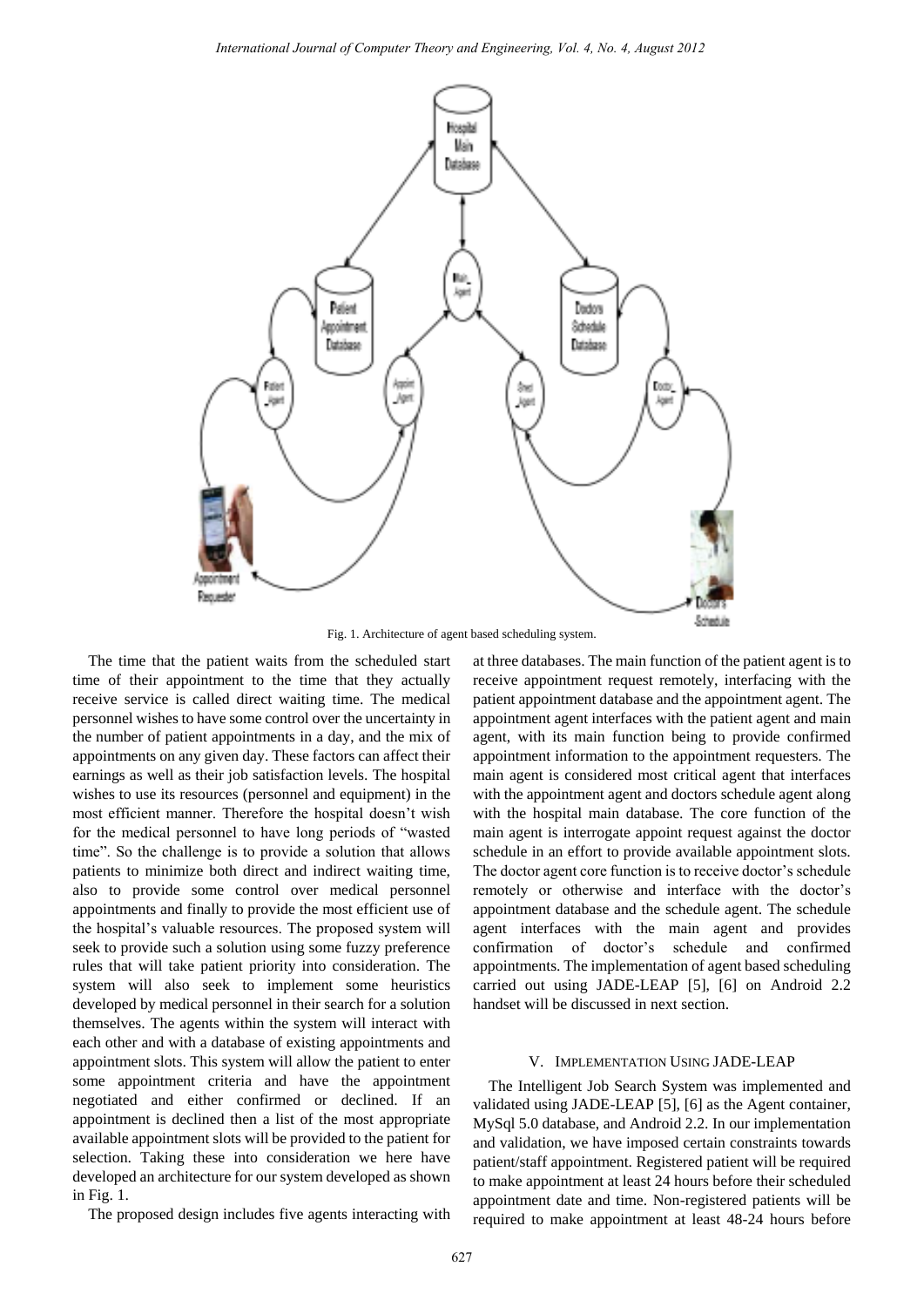Fig. 1. Architecture of agent based scheduling system.

The time that the patient waits from the scheduled start time of their appointment to the time that they actually receive service is called direct waiting time. The medical personnel wishes to have some control over the uncertainty in the number of patient appointments in a day, and the mix of appointments on any given day. These factors can affect their earnings as well as their job satisfaction levels. The hospital wishes to use its resources (personnel and equipment) in the most efficient manner. Therefore the hospital doesn't wish for the medical personnel to have long periods of "wasted time". So the challenge is to provide a solution that allows patients to minimize both direct and indirect waiting time, also to provide some control over medical personnel appointments and finally to provide the most efficient use of the hospital's valuable resources. The proposed system will seek to provide such a solution using some fuzzy preference rules that will take patient priority into consideration. The system will also seek to implement some heuristics developed by medical personnel in their search for a solution themselves. The agents within the system will interact with each other and with a database of existing appointments and appointment slots. This system will allow the patient to enter some appointment criteria and have the appointment negotiated and either confirmed or declined. If an appointment is declined then a list of the most appropriate available appointment slots will be provided to the patient for selection. Taking these into consideration we here have developed an architecture for our system developed as shown in Fig. 1.

The proposed design includes five agents interacting with at three databases. The main function of the patient agent is to receive appointment request remotely, interfacing with the patient appointment database and the appointment agent. The appointment agent interfaces with the patient agent and main agent, with its main function being to provide confirmed appointment information to the appointment requesters. The main agent is considered most critical agent that interfaces with the appointment agent and doctors schedule agent along with the hospital main database. The core function of the main agent is interrogate appoint request against the doctor schedule in an effort to provide available appointment slots. The doctor agent core function is to receive doctor's schedule remotely or otherwise and interface with the doctor's appointment database and the schedule agent. The schedule agent interfaces with the main agent and provides confirmation of doctor's schedule and confirmed appointments. The implementation of agent based scheduling carried out using JADE-LEAP [5], [6] on Android 2.2 handset will be discussed in next section.

## V. Implementation Using JADE-LEAP

The Intelligent Job Search System was implemented and validated using JADE-LEAP [5], [6] as the Agent container, MySql 5.0 database, and Android 2.2. In our implementation and validation, we have imposed certain constraints towards patient/staff appointment. Registered patient will be required to make appointment at least 24 hours before their scheduled appointment date and time. Non-registered patients will be required to make appointment at least 48-24 hours before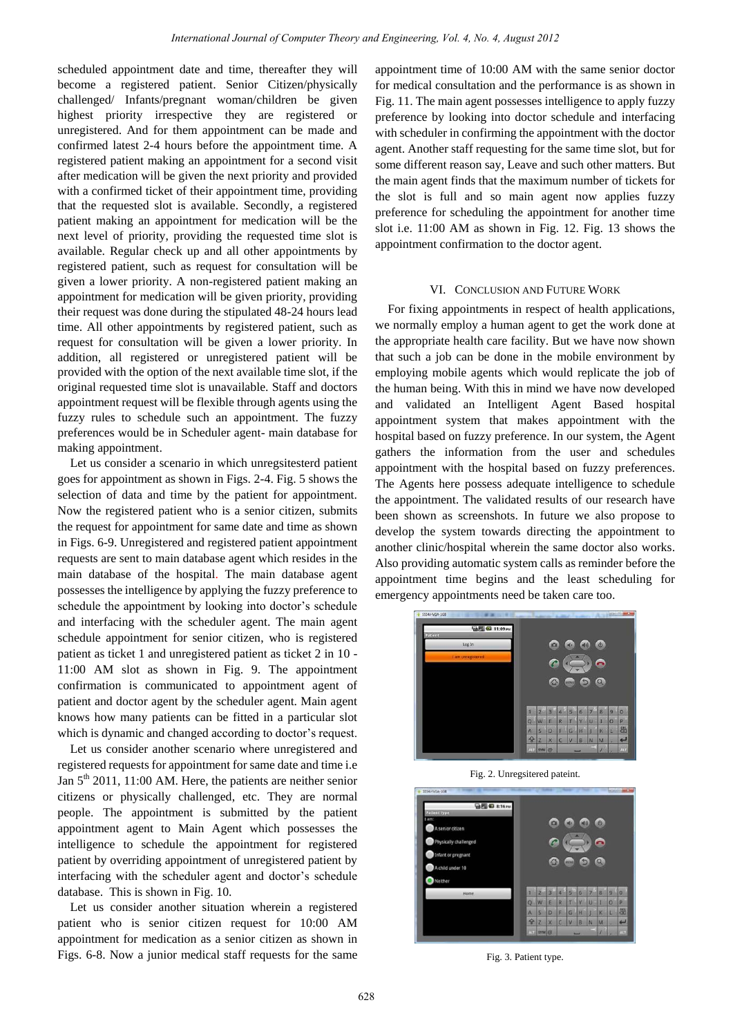scheduled appointment date and time, thereafter they will become a registered patient. Senior Citizen/physically challenged/ Infants/pregnant woman/children be given highest priority irrespective they are registered or unregistered. And for them appointment can be made and confirmed latest 2-4 hours before the appointment time. A registered patient making an appointment for a second visit after medication will be given the next priority and provided with a confirmed ticket of their appointment time, providing that the requested slot is available. Secondly, a registered patient making an appointment for medication will be the next level of priority, providing the requested time slot is available. Regular check up and all other appointments by registered patient, such as request for consultation will be given a lower priority. A non-registered patient making an appointment for medication will be given priority, providing their request was done during the stipulated 48-24 hours lead time. All other appointments by registered patient, such as request for consultation will be given a lower priority. In addition, all registered or unregistered patient will be provided with the option of the next available time slot, if the original requested time slot is unavailable. Staff and doctors appointment request will be flexible through agents using the fuzzy rules to schedule such an appointment. The fuzzy preferences would be in Scheduler agent- main database for making appointment.

Let us consider a scenario in which unregsitesterd patient goes for appointment as shown in Figs. 2-4. Fig. 5 shows the selection of data and time by the patient for appointment. Now the registered patient who is a senior citizen, submits the request for appointment for same date and time as shown in Figs. 6-9. Unregistered and registered patient appointment requests are sent to main database agent which resides in the main database of the hospital. The main database agent possesses the intelligence by applying the fuzzy preference to schedule the appointment by looking into doctor's schedule and interfacing with the scheduler agent. The main agent schedule appointment for senior citizen, who is registered patient as ticket 1 and unregistered patient as ticket 2 in 10 - 11:00 AM slot as shown in Fig. 9. The appointment confirmation is communicated to appointment agent of patient and doctor agent by the scheduler agent. Main agent knows how many patients can be fitted in a particular slot which is dynamic and changed according to doctor's request.

Let us consider another scenario where unregistered and registered requests for appointment for same date and time i.e Jan 5th 2011, 11:00 AM. Here, the patients are neither senior citizens or physically challenged, etc. They are normal people. The appointment is submitted by the patient appointment agent to Main Agent which possesses the intelligence to schedule the appointment for registered patient by overriding appointment of unregistered patient by interfacing with the scheduler agent and doctor's schedule database. This is shown in Fig. 10.

Let us consider another situation wherein a registered patient who is senior citizen request for 10:00 AM appointment for medication as a senior citizen as shown in Figs. 6-8. Now a junior medical staff requests for the same appointment time of 10:00 AM with the same senior doctor for medical consultation and the performance is as shown in Fig. 11. The main agent possesses intelligence to apply fuzzy preference by looking into doctor schedule and interfacing with scheduler in confirming the appointment with the doctor agent. Another staff requesting for the same time slot, but for some different reason say, Leave and such other matters. But the main agent finds that the maximum number of tickets for the slot is full and so main agent now applies fuzzy preference for scheduling the appointment for another time slot i.e. 11:00 AM as shown in Fig. 12. Fig. 13 shows the appointment confirmation to the doctor agent.

## VI. Conclusion and Future Work

For fixing appointments in respect of health applications, we normally employ a human agent to get the work done at the appropriate health care facility. But we have now shown that such a job can be done in the mobile environment by employing mobile agents which would replicate the job of the human being. With this in mind we have now developed and validated an Intelligent Agent Based hospital appointment system that makes appointment with the hospital based on fuzzy preference. In our system, the Agent gathers the information from the user and schedules appointment with the hospital based on fuzzy preferences. The Agents here possess adequate intelligence to schedule the appointment. The validated results of our research have been shown as screenshots. In future we also propose to develop the system towards directing the appointment to another clinic/hospital wherein the same doctor also works. Also providing automatic system calls as reminder before the appointment time begins and the least scheduling for emergency appointments need be taken care too.

Fig. 2. Unregsitered pateint.

Fig. 3. Patient type.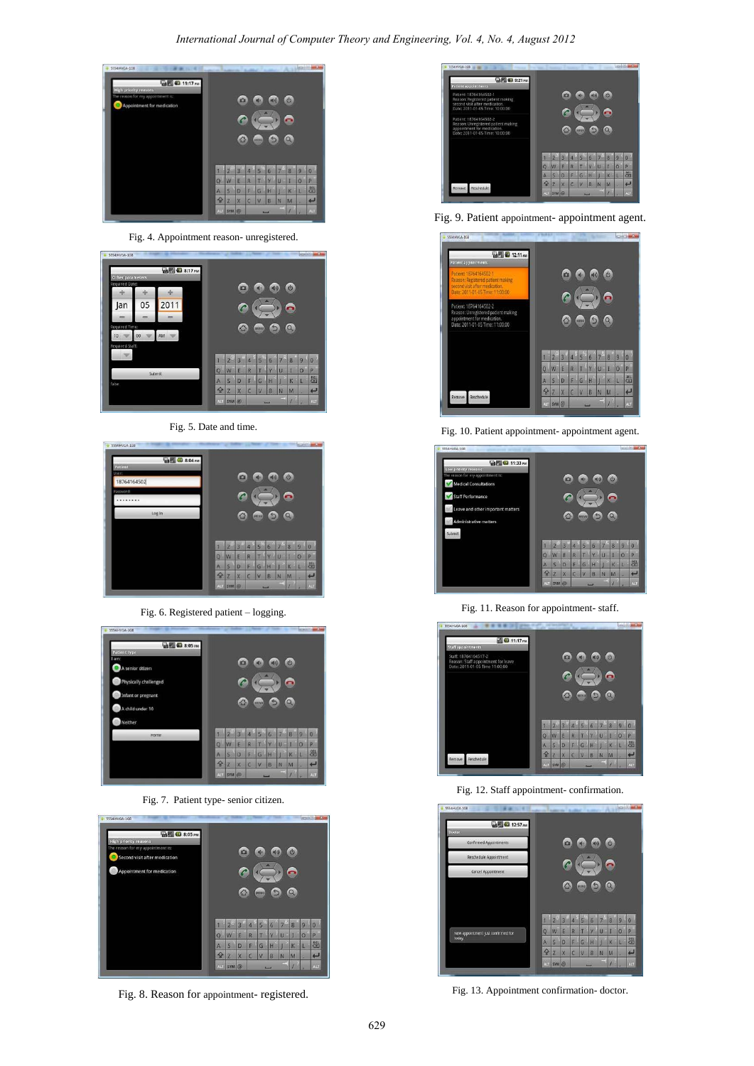Fig. 4. Appointment reason- unregistered.

Fig. 5. Date and time.

Fig. 6. Registered patient – logging.

Fig. 7. Patient type- senior citizen.

Fig. 8. Reason for appointment- registered.

Fig. 9. Patient appointment- appointment agent.

Fig. 10. Patient appointment- appointment agent.

Fig. 11. Reason for appointment- staff.

Fig. 12. Staff appointment- confirmation.

Fig. 13. Appointment confirmation- doctor.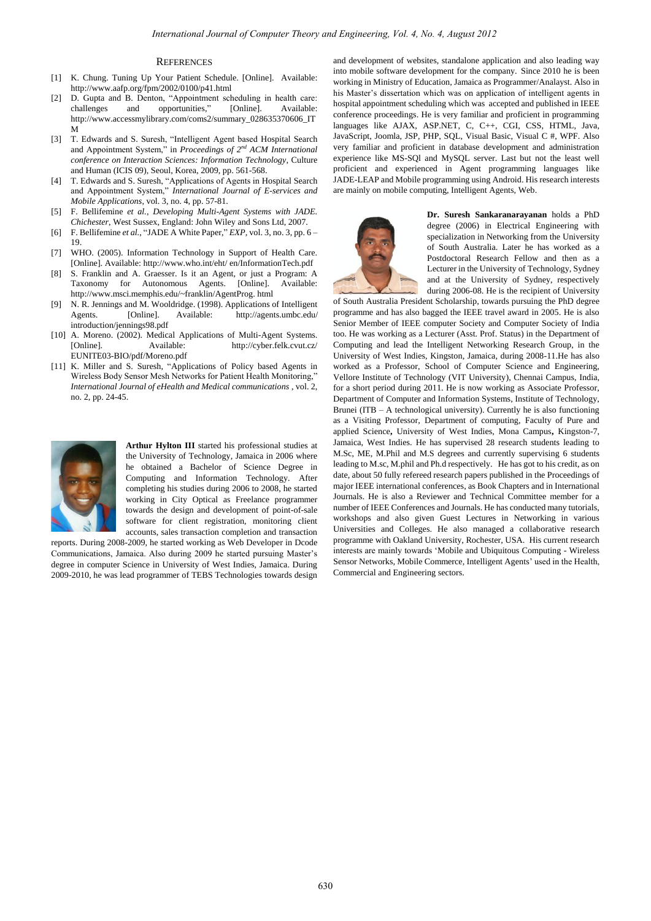## References

[1] K. Chung. Tuning Up Your Patient Schedule. [Online]. Available: http://www.aafp.org/fpm/2002/0100/p41.html

[2] D. Gupta and B. Denton, "Appointment scheduling in health care: challenges and opportunities," [Online]. Available: http://www.accessmylibrary.com/coms2/summary_028635370606_ITM

[3] T. Edwards and S. Suresh, "Intelligent Agent based Hospital Search and Appointment System," in *Proceedings of 2nd ACM International conference on Interaction Sciences: Information Technology*, Culture and Human (ICIS 09), Seoul, Korea, 2009, pp. 561-568.

[4] T. Edwards and S. Suresh, "Applications of Agents in Hospital Search and Appointment System," *International Journal of E-services and Mobile Applications*, vol. 3, no. 4, pp. 57-81.

[5] F. Bellifemine *et al.*, *Developing Multi-Agent Systems with JADE. Chichester*, West Sussex, England: John Wiley and Sons Ltd, 2007.

[6] F. Bellifemine *et al.*, "JADE A White Paper," *EXP*, vol. 3, no. 3, pp. 6 – 19.

[7] WHO. (2005). Information Technology in Support of Health Care. [Online]. Available: http://www.who.int/eht/ en/InformationTech.pdf

[8] S. Franklin and A. Graesser. Is it an Agent, or just a Program: A Taxonomy for Autonomous Agents. [Online]. Available: http://www.msci.memphis.edu/~franklin/AgentProg. html

[9] N. R. Jennings and M. Wooldridge. (1998). Applications of Intelligent Agents. [Online]. Available: http://agents.umbc.edu/ introduction/jennings98.pdf

[10] A. Moreno. (2002). Medical Applications of Multi-Agent Systems. [Online]. Available: http://cyber.felk.cvut.cz/ EUNITE03-BIO/pdf/Moreno.pdf

[11] K. Miller and S. Suresh, "Applications of Policy based Agents in Wireless Body Sensor Mesh Networks for Patient Health Monitoring," *International Journal of eHealth and Medical communications* , vol. 2, no. 2, pp. 24-45.

**Arthur Hylton III** started his professional studies at the University of Technology, Jamaica in 2006 where he obtained a Bachelor of Science Degree in Computing and Information Technology. After completing his studies during 2006 to 2008, he started working in City Optical as Freelance programmer towards the design and development of point-of-sale software for client registration, monitoring client accounts, sales transaction completion and transaction reports. During 2008-2009, he started working as Web Developer in Dcode Communications, Jamaica. Also during 2009 he started pursuing Master's degree in computer Science in University of West Indies, Jamaica. During 2009-2010, he was lead programmer of TEBS Technologies towards design and development of websites, standalone application and also leading way into mobile software development for the company. Since 2010 he is been working in Ministry of Education, Jamaica as Programmer/Analayst. Also in his Master's dissertation which was on application of intelligent agents in hospital appointment scheduling which was accepted and published in IEEE conference proceedings. He is very familiar and proficient in programming languages like AJAX, ASP.NET, C, C++, CGI, CSS, HTML, Java, JavaScript, Joomla, JSP, PHP, SQL, Visual Basic, Visual C #, WPF. Also very familiar and proficient in database development and administration experience like MS-SQl and MySQL server. Last but not the least well proficient and experienced in Agent programming languages like JADE-LEAP and Mobile programming using Android. His research interests are mainly on mobile computing, Intelligent Agents, Web.

**Dr. Suresh Sankaranarayanan** holds a PhD degree (2006) in Electrical Engineering with specialization in Networking from the University of South Australia. Later he has worked as a Postdoctoral Research Fellow and then as a Lecturer in the University of Technology, Sydney and at the University of Sydney, respectively during 2006-08. He is the recipient of University of South Australia President Scholarship, towards pursuing the PhD degree programme and has also bagged the IEEE travel award in 2005. He is also Senior Member of IEEE computer Society and Computer Society of India too. He was working as a Lecturer (Asst. Prof. Status) in the Department of Computing and lead the Intelligent Networking Research Group, in the University of West Indies, Kingston, Jamaica, during 2008-11.He has also worked as a Professor, School of Computer Science and Engineering, Vellore Institute of Technology (VIT University), Chennai Campus, India, for a short period during 2011. He is now working as Associate Professor, Department of Computer and Information Systems, Institute of Technology, Brunei (ITB – A technological university). Currently he is also functioning as a Visiting Professor, Department of computing, Faculty of Pure and applied Science**,** University of West Indies, Mona Campus**,** Kingston-7, Jamaica, West Indies. He has supervised 28 research students leading to M.Sc, ME, M.Phil and M.S degrees and currently supervising 6 students leading to M.sc, M.phil and Ph.d respectively. He has got to his credit, as on date, about 50 fully refereed research papers published in the Proceedings of major IEEE international conferences, as Book Chapters and in International Journals. He is also a Reviewer and Technical Committee member for a number of IEEE Conferences and Journals. He has conducted many tutorials, workshops and also given Guest Lectures in Networking in various Universities and Colleges. He also managed a collaborative research programme with Oakland University, Rochester, USA. His current research interests are mainly towards 'Mobile and Ubiquitous Computing - Wireless Sensor Networks, Mobile Commerce, Intelligent Agents' used in the Health, Commercial and Engineering sectors.